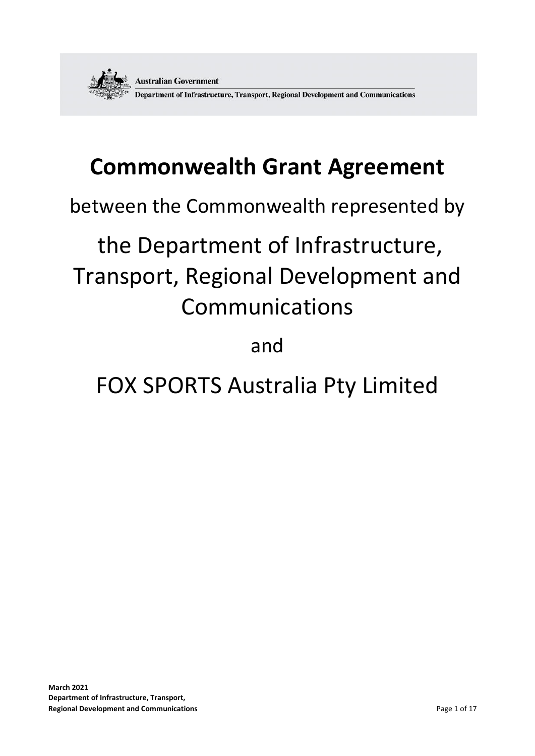Australian Government

Department of Infrastructure, Transport, Regional Development and Communications

# Commonwealth Grant Agreement

between the Commonwealth represented by

the Department of Infrastructure, Transport, Regional Development and Communications

and

FOX SPORTS Australia Pty Limited

**March 2021**
**Department of Infrastructure, Transport, Regional Development and Communications**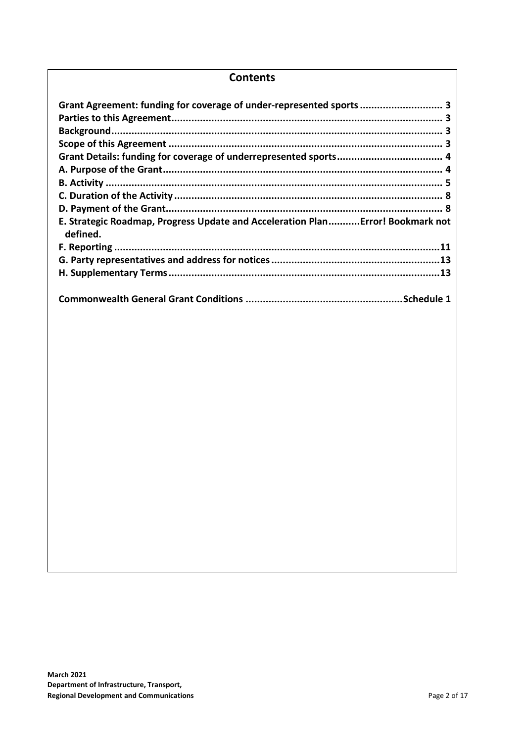## Contents

**Grant Agreement: funding for coverage of under-represented sports** ............................ 3
**Parties to this Agreement** ............................................................................................ 3
**Background** ................................................................................................................. 3
**Scope of this Agreement** .............................................................................................. 3
**Grant Details: funding for coverage of underrepresented sports** .................................... 4
**A. Purpose of the Grant** ................................................................................................ 4
**B. Activity** ..................................................................................................................... 5
**C. Duration of the Activity** ............................................................................................ 8
**D. Payment of the Grant** ............................................................................................... 8
**E. Strategic Roadmap, Progress Update and Acceleration Plan...........Error! Bookmark not defined.**
**F. Reporting** .................................................................................................................. 11
**G. Party representatives and address for notices** .......................................................... 13
**H. Supplementary Terms** ............................................................................................... 13

**Commonwealth General Grant Conditions** ......................................................... Schedule 1

**March 2021**
**Department of Infrastructure, Transport, Regional Development and Communications**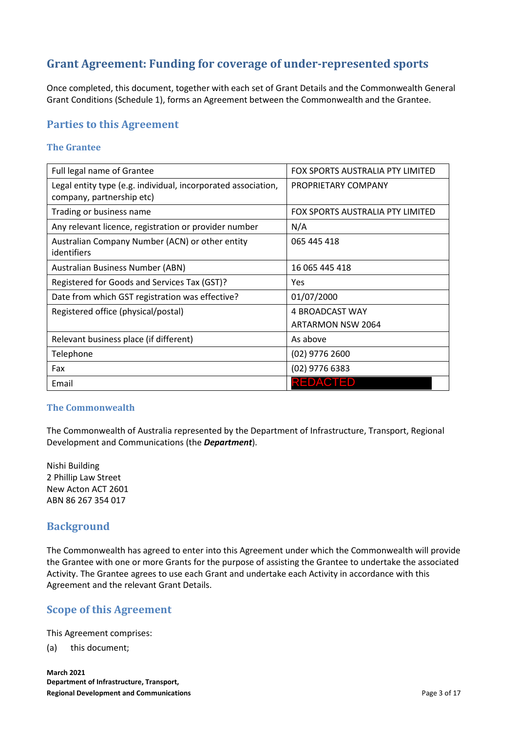## Grant Agreement: Funding for coverage of under-represented sports

Once completed, this document, together with each set of Grant Details and the Commonwealth General Grant Conditions (Schedule 1), forms an Agreement between the Commonwealth and the Grantee.

## Parties to this Agreement

### The Grantee

| Full legal name of Grantee | FOX SPORTS AUSTRALIA PTY LIMITED |
|---|---|
| Legal entity type (e.g. individual, incorporated association, company, partnership etc) | PROPRIETARY COMPANY |
| Trading or business name | FOX SPORTS AUSTRALIA PTY LIMITED |
| Any relevant licence, registration or provider number | N/A |
| Australian Company Number (ACN) or other entity identifiers | 065 445 418 |
| Australian Business Number (ABN) | 16 065 445 418 |
| Registered for Goods and Services Tax (GST)? | Yes |
| Date from which GST registration was effective? | 01/07/2000 |
| Registered office (physical/postal) | 4 BROADCAST WAY<br>ARTARMON NSW 2064 |
| Relevant business place (if different) | As above |
| Telephone | (02) 9776 2600 |
| Fax | (02) 9776 6383 |
| Email | REDACTED |

### The Commonwealth

The Commonwealth of Australia represented by the Department of Infrastructure, Transport, Regional Development and Communications (the ***Department***).

Nishi Building
2 Phillip Law Street
New Acton ACT 2601
ABN 86 267 354 017

## Background

The Commonwealth has agreed to enter into this Agreement under which the Commonwealth will provide the Grantee with one or more Grants for the purpose of assisting the Grantee to undertake the associated Activity. The Grantee agrees to use each Grant and undertake each Activity in accordance with this Agreement and the relevant Grant Details.

## Scope of this Agreement

This Agreement comprises:

(a) this document;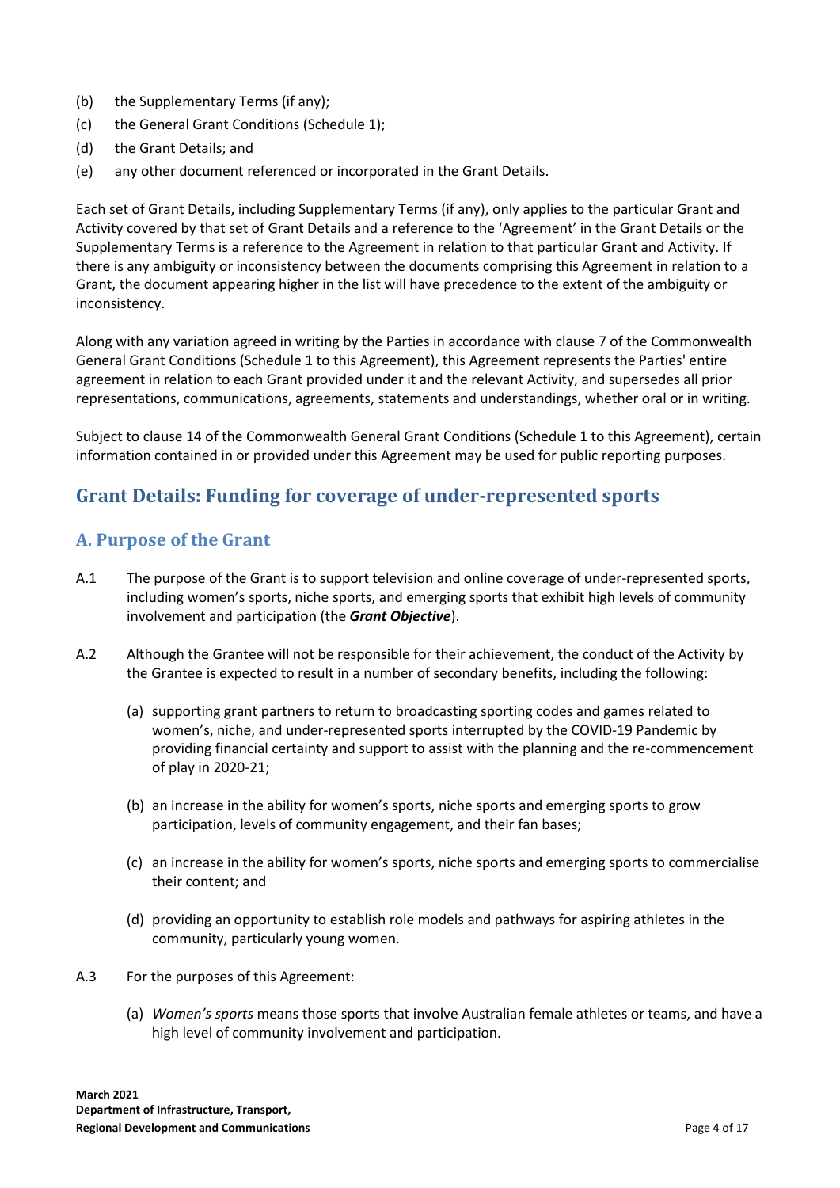(b) the Supplementary Terms (if any);

(c) the General Grant Conditions (Schedule 1);

(d) the Grant Details; and

(e) any other document referenced or incorporated in the Grant Details.

Each set of Grant Details, including Supplementary Terms (if any), only applies to the particular Grant and Activity covered by that set of Grant Details and a reference to the 'Agreement' in the Grant Details or the Supplementary Terms is a reference to the Agreement in relation to that particular Grant and Activity. If there is any ambiguity or inconsistency between the documents comprising this Agreement in relation to a Grant, the document appearing higher in the list will have precedence to the extent of the ambiguity or inconsistency.

Along with any variation agreed in writing by the Parties in accordance with clause 7 of the Commonwealth General Grant Conditions (Schedule 1 to this Agreement), this Agreement represents the Parties' entire agreement in relation to each Grant provided under it and the relevant Activity, and supersedes all prior representations, communications, agreements, statements and understandings, whether oral or in writing.

Subject to clause 14 of the Commonwealth General Grant Conditions (Schedule 1 to this Agreement), certain information contained in or provided under this Agreement may be used for public reporting purposes.

## Grant Details: Funding for coverage of under-represented sports

### A. Purpose of the Grant

A.1 The purpose of the Grant is to support television and online coverage of under-represented sports, including women's sports, niche sports, and emerging sports that exhibit high levels of community involvement and participation (the ***Grant Objective***).

A.2 Although the Grantee will not be responsible for their achievement, the conduct of the Activity by the Grantee is expected to result in a number of secondary benefits, including the following:

(a) supporting grant partners to return to broadcasting sporting codes and games related to women's, niche, and under-represented sports interrupted by the COVID-19 Pandemic by providing financial certainty and support to assist with the planning and the re-commencement of play in 2020-21;

(b) an increase in the ability for women's sports, niche sports and emerging sports to grow participation, levels of community engagement, and their fan bases;

(c) an increase in the ability for women's sports, niche sports and emerging sports to commercialise their content; and

(d) providing an opportunity to establish role models and pathways for aspiring athletes in the community, particularly young women.

A.3 For the purposes of this Agreement:

(a) *Women's sports* means those sports that involve Australian female athletes or teams, and have a high level of community involvement and participation.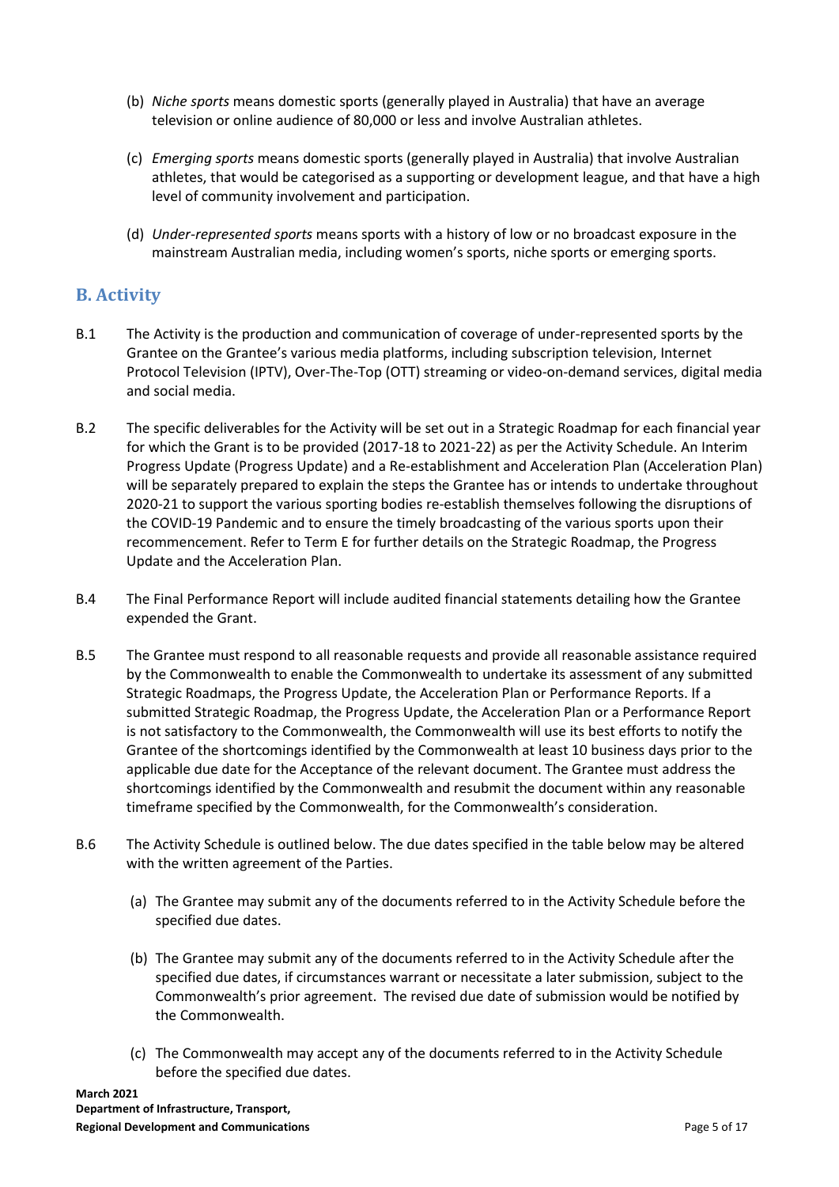(b) *Niche sports* means domestic sports (generally played in Australia) that have an average television or online audience of 80,000 or less and involve Australian athletes.

(c) *Emerging sports* means domestic sports (generally played in Australia) that involve Australian athletes, that would be categorised as a supporting or development league, and that have a high level of community involvement and participation.

(d) *Under-represented sports* means sports with a history of low or no broadcast exposure in the mainstream Australian media, including women's sports, niche sports or emerging sports.

## B. Activity

B.1 The Activity is the production and communication of coverage of under-represented sports by the Grantee on the Grantee's various media platforms, including subscription television, Internet Protocol Television (IPTV), Over-The-Top (OTT) streaming or video-on-demand services, digital media and social media.

B.2 The specific deliverables for the Activity will be set out in a Strategic Roadmap for each financial year for which the Grant is to be provided (2017-18 to 2021-22) as per the Activity Schedule. An Interim Progress Update (Progress Update) and a Re-establishment and Acceleration Plan (Acceleration Plan) will be separately prepared to explain the steps the Grantee has or intends to undertake throughout 2020-21 to support the various sporting bodies re-establish themselves following the disruptions of the COVID-19 Pandemic and to ensure the timely broadcasting of the various sports upon their recommencement. Refer to Term E for further details on the Strategic Roadmap, the Progress Update and the Acceleration Plan.

B.4 The Final Performance Report will include audited financial statements detailing how the Grantee expended the Grant.

B.5 The Grantee must respond to all reasonable requests and provide all reasonable assistance required by the Commonwealth to enable the Commonwealth to undertake its assessment of any submitted Strategic Roadmaps, the Progress Update, the Acceleration Plan or Performance Reports. If a submitted Strategic Roadmap, the Progress Update, the Acceleration Plan or a Performance Report is not satisfactory to the Commonwealth, the Commonwealth will use its best efforts to notify the Grantee of the shortcomings identified by the Commonwealth at least 10 business days prior to the applicable due date for the Acceptance of the relevant document. The Grantee must address the shortcomings identified by the Commonwealth and resubmit the document within any reasonable timeframe specified by the Commonwealth, for the Commonwealth's consideration.

B.6 The Activity Schedule is outlined below. The due dates specified in the table below may be altered with the written agreement of the Parties.

(a) The Grantee may submit any of the documents referred to in the Activity Schedule before the specified due dates.

(b) The Grantee may submit any of the documents referred to in the Activity Schedule after the specified due dates, if circumstances warrant or necessitate a later submission, subject to the Commonwealth's prior agreement. The revised due date of submission would be notified by the Commonwealth.

(c) The Commonwealth may accept any of the documents referred to in the Activity Schedule before the specified due dates.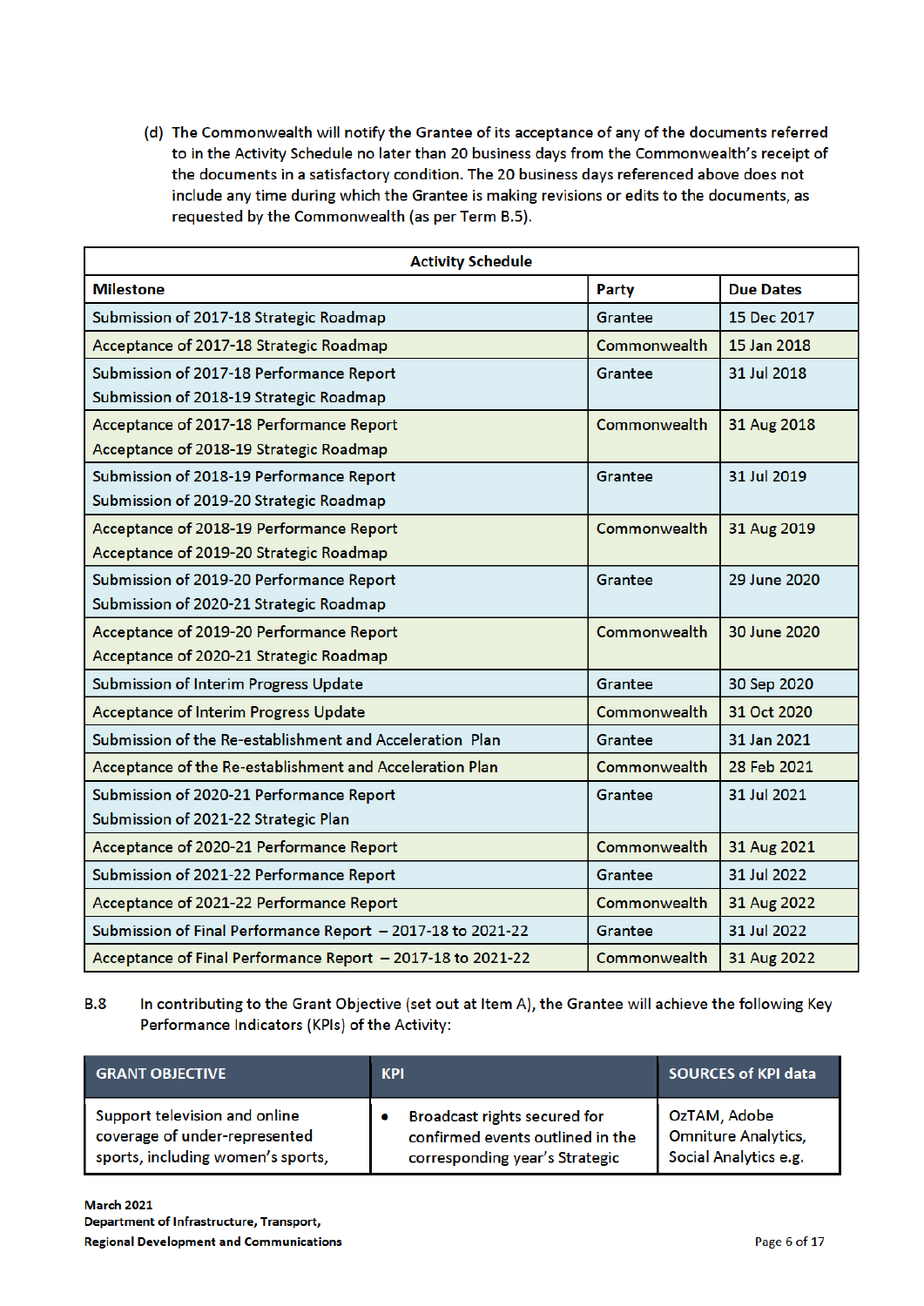(d) The Commonwealth will notify the Grantee of its acceptance of any of the documents referred to in the Activity Schedule no later than 20 business days from the Commonwealth's receipt of the documents in a satisfactory condition. The 20 business days referenced above does not include any time during which the Grantee is making revisions or edits to the documents, as requested by the Commonwealth (as per Term B.5).

| Activity Schedule | | |
|---|---|---|
| **Milestone** | **Party** | **Due Dates** |
| Submission of 2017-18 Strategic Roadmap | Grantee | 15 Dec 2017 |
| Acceptance of 2017-18 Strategic Roadmap | Commonwealth | 15 Jan 2018 |
| Submission of 2017-18 Performance Report<br>Submission of 2018-19 Strategic Roadmap | Grantee | 31 Jul 2018 |
| Acceptance of 2017-18 Performance Report<br>Acceptance of 2018-19 Strategic Roadmap | Commonwealth | 31 Aug 2018 |
| Submission of 2018-19 Performance Report<br>Submission of 2019-20 Strategic Roadmap | Grantee | 31 Jul 2019 |
| Acceptance of 2018-19 Performance Report<br>Acceptance of 2019-20 Strategic Roadmap | Commonwealth | 31 Aug 2019 |
| Submission of 2019-20 Performance Report<br>Submission of 2020-21 Strategic Roadmap | Grantee | 29 June 2020 |
| Acceptance of 2019-20 Performance Report<br>Acceptance of 2020-21 Strategic Roadmap | Commonwealth | 30 June 2020 |
| Submission of Interim Progress Update | Grantee | 30 Sep 2020 |
| Acceptance of Interim Progress Update | Commonwealth | 31 Oct 2020 |
| Submission of the Re-establishment and Acceleration Plan | Grantee | 31 Jan 2021 |
| Acceptance of the Re-establishment and Acceleration Plan | Commonwealth | 28 Feb 2021 |
| Submission of 2020-21 Performance Report<br>Submission of 2021-22 Strategic Plan | Grantee | 31 Jul 2021 |
| Acceptance of 2020-21 Performance Report | Commonwealth | 31 Aug 2021 |
| Submission of 2021-22 Performance Report | Grantee | 31 Jul 2022 |
| Acceptance of 2021-22 Performance Report | Commonwealth | 31 Aug 2022 |
| Submission of Final Performance Report – 2017-18 to 2021-22 | Grantee | 31 Jul 2022 |
| Acceptance of Final Performance Report – 2017-18 to 2021-22 | Commonwealth | 31 Aug 2022 |

B.8 In contributing to the Grant Objective (set out at Item A), the Grantee will achieve the following Key Performance Indicators (KPIs) of the Activity:

| GRANT OBJECTIVE | KPI | SOURCES of KPI data |
|---|---|---|
| Support television and online coverage of under-represented sports, including women's sports, | • Broadcast rights secured for confirmed events outlined in the corresponding year's Strategic | OzTAM, Adobe Omniture Analytics, Social Analytics e.g. |

March 2021
Department of Infrastructure, Transport, Regional Development and Communications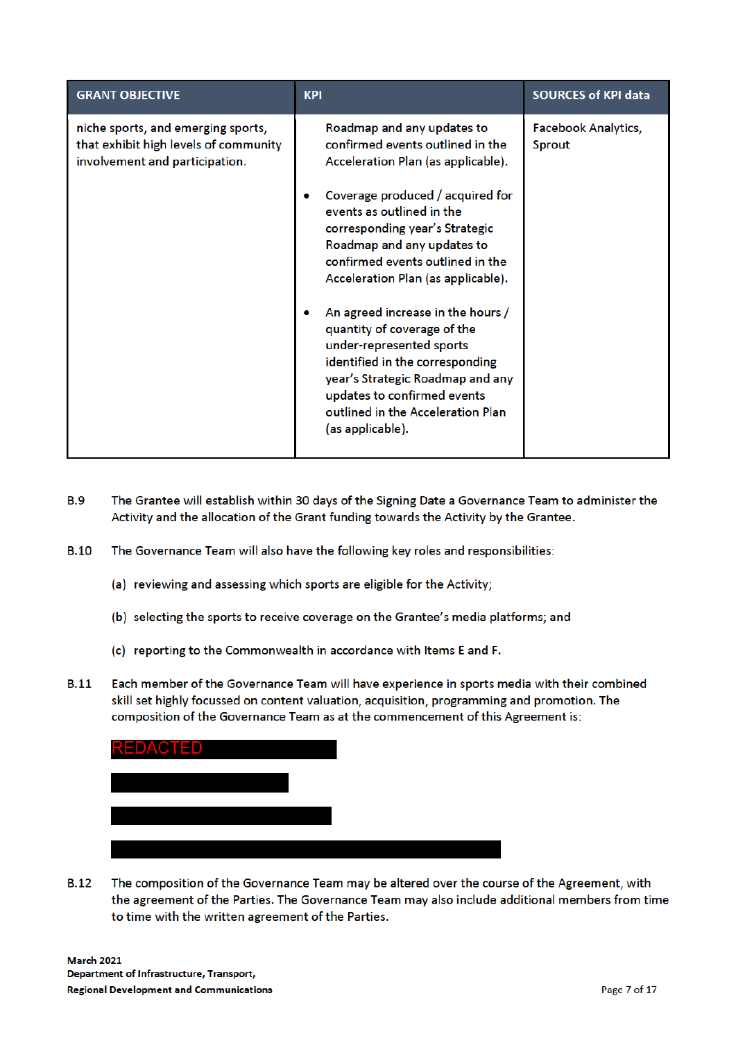| GRANT OBJECTIVE | KPI | SOURCES of KPI data |
|---|---|---|
| niche sports, and emerging sports, that exhibit high levels of community involvement and participation. | Roadmap and any updates to confirmed events outlined in the Acceleration Plan (as applicable).<br><br>• Coverage produced / acquired for events as outlined in the corresponding year's Strategic Roadmap and any updates to confirmed events outlined in the Acceleration Plan (as applicable).<br><br>• An agreed increase in the hours / quantity of coverage of the under-represented sports identified in the corresponding year's Strategic Roadmap and any updates to confirmed events outlined in the Acceleration Plan (as applicable). | Facebook Analytics, Sprout |

B.9 The Grantee will establish within 30 days of the Signing Date a Governance Team to administer the Activity and the allocation of the Grant funding towards the Activity by the Grantee.

B.10 The Governance Team will also have the following key roles and responsibilities:

(a) reviewing and assessing which sports are eligible for the Activity;

(b) selecting the sports to receive coverage on the Grantee's media platforms; and

(c) reporting to the Commonwealth in accordance with Items E and F.

B.11 Each member of the Governance Team will have experience in sports media with their combined skill set highly focussed on content valuation, acquisition, programming and promotion. The composition of the Governance Team as at the commencement of this Agreement is:

REDACTED

B.12 The composition of the Governance Team may be altered over the course of the Agreement, with the agreement of the Parties. The Governance Team may also include additional members from time to time with the written agreement of the Parties.

March 2021
Department of Infrastructure, Transport, Regional Development and Communications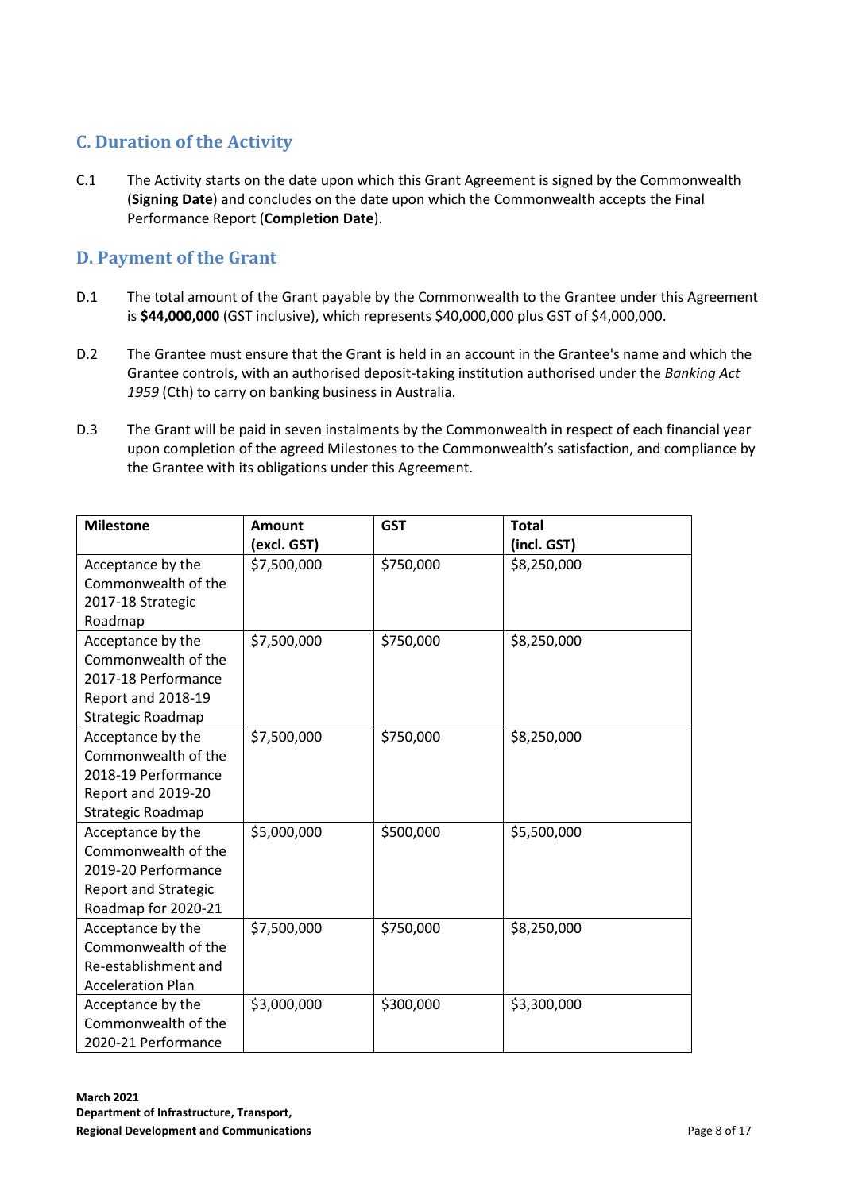## C. Duration of the Activity

C.1 The Activity starts on the date upon which this Grant Agreement is signed by the Commonwealth (**Signing Date**) and concludes on the date upon which the Commonwealth accepts the Final Performance Report (**Completion Date**).

## D. Payment of the Grant

D.1 The total amount of the Grant payable by the Commonwealth to the Grantee under this Agreement is **$44,000,000** (GST inclusive), which represents $40,000,000 plus GST of $4,000,000.

D.2 The Grantee must ensure that the Grant is held in an account in the Grantee's name and which the Grantee controls, with an authorised deposit-taking institution authorised under the *Banking Act 1959* (Cth) to carry on banking business in Australia.

D.3 The Grant will be paid in seven instalments by the Commonwealth in respect of each financial year upon completion of the agreed Milestones to the Commonwealth's satisfaction, and compliance by the Grantee with its obligations under this Agreement.

| Milestone | Amount (excl. GST) | GST | Total (incl. GST) |
|---|---|---|---|
| Acceptance by the Commonwealth of the 2017-18 Strategic Roadmap | $7,500,000 | $750,000 | $8,250,000 |
| Acceptance by the Commonwealth of the 2017-18 Performance Report and 2018-19 Strategic Roadmap | $7,500,000 | $750,000 | $8,250,000 |
| Acceptance by the Commonwealth of the 2018-19 Performance Report and 2019-20 Strategic Roadmap | $7,500,000 | $750,000 | $8,250,000 |
| Acceptance by the Commonwealth of the 2019-20 Performance Report and Strategic Roadmap for 2020-21 | $5,000,000 | $500,000 | $5,500,000 |
| Acceptance by the Commonwealth of the Re-establishment and Acceleration Plan | $7,500,000 | $750,000 | $8,250,000 |
| Acceptance by the Commonwealth of the 2020-21 Performance | $3,000,000 | $300,000 | $3,300,000 |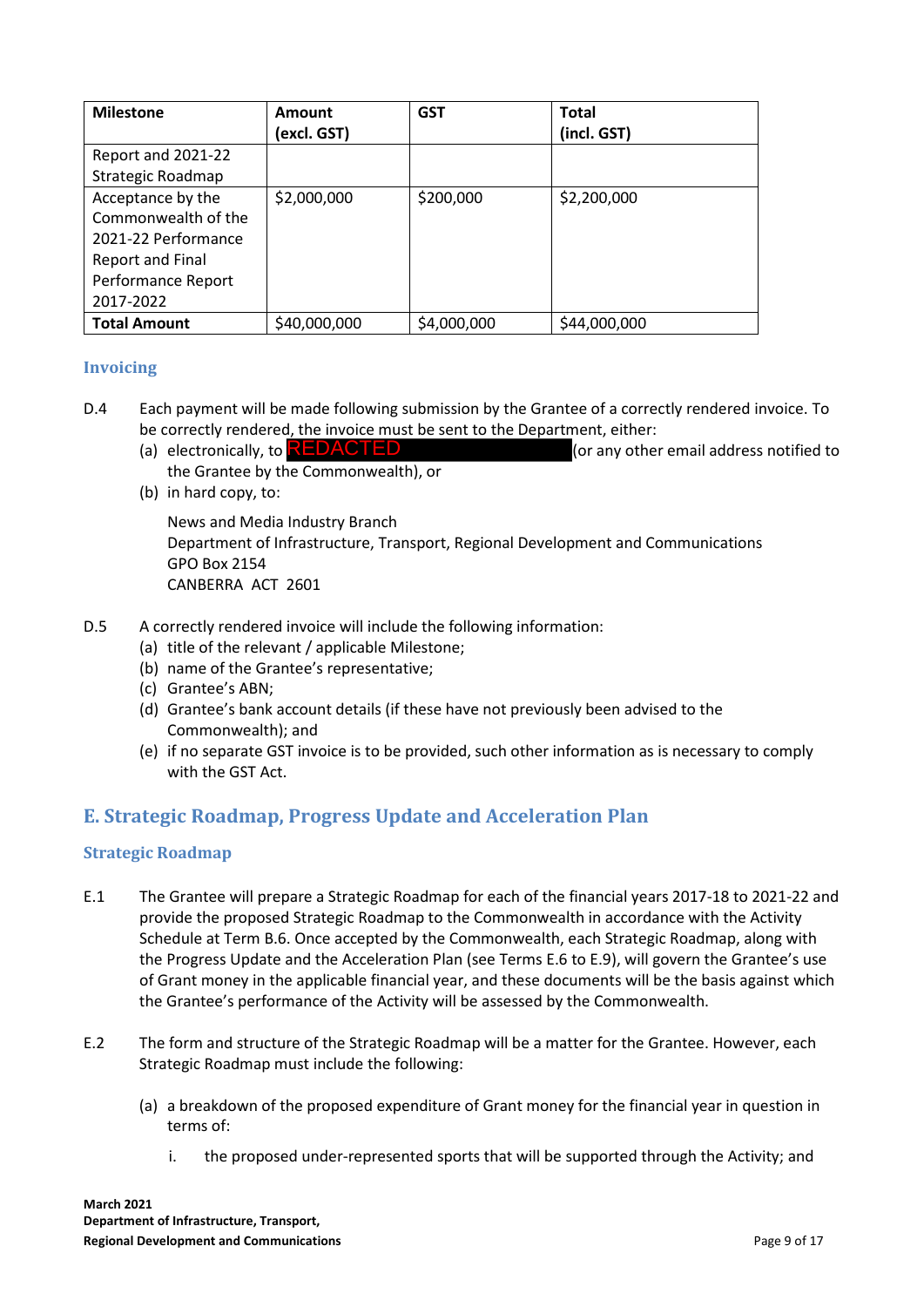| Milestone | Amount (excl. GST) | GST | Total (incl. GST) |
|---|---|---|---|
| Report and 2021-22 Strategic Roadmap | | | |
| Acceptance by the Commonwealth of the 2021-22 Performance Report and Final Performance Report 2017-2022 | $2,000,000 | $200,000 | $2,200,000 |
| **Total Amount** | $40,000,000 | $4,000,000 | $44,000,000 |

### Invoicing

D.4 Each payment will be made following submission by the Grantee of a correctly rendered invoice. To be correctly rendered, the invoice must be sent to the Department, either:

(a) electronically, to REDACTED (or any other email address notified to the Grantee by the Commonwealth), or

(b) in hard copy, to:

News and Media Industry Branch
Department of Infrastructure, Transport, Regional Development and Communications
GPO Box 2154
CANBERRA ACT 2601

D.5 A correctly rendered invoice will include the following information:

(a) title of the relevant / applicable Milestone;
(b) name of the Grantee's representative;
(c) Grantee's ABN;
(d) Grantee's bank account details (if these have not previously been advised to the Commonwealth); and
(e) if no separate GST invoice is to be provided, such other information as is necessary to comply with the GST Act.

## E. Strategic Roadmap, Progress Update and Acceleration Plan

### Strategic Roadmap

E.1 The Grantee will prepare a Strategic Roadmap for each of the financial years 2017-18 to 2021-22 and provide the proposed Strategic Roadmap to the Commonwealth in accordance with the Activity Schedule at Term B.6. Once accepted by the Commonwealth, each Strategic Roadmap, along with the Progress Update and the Acceleration Plan (see Terms E.6 to E.9), will govern the Grantee's use of Grant money in the applicable financial year, and these documents will be the basis against which the Grantee's performance of the Activity will be assessed by the Commonwealth.

E.2 The form and structure of the Strategic Roadmap will be a matter for the Grantee. However, each Strategic Roadmap must include the following:

(a) a breakdown of the proposed expenditure of Grant money for the financial year in question in terms of:

i. the proposed under-represented sports that will be supported through the Activity; and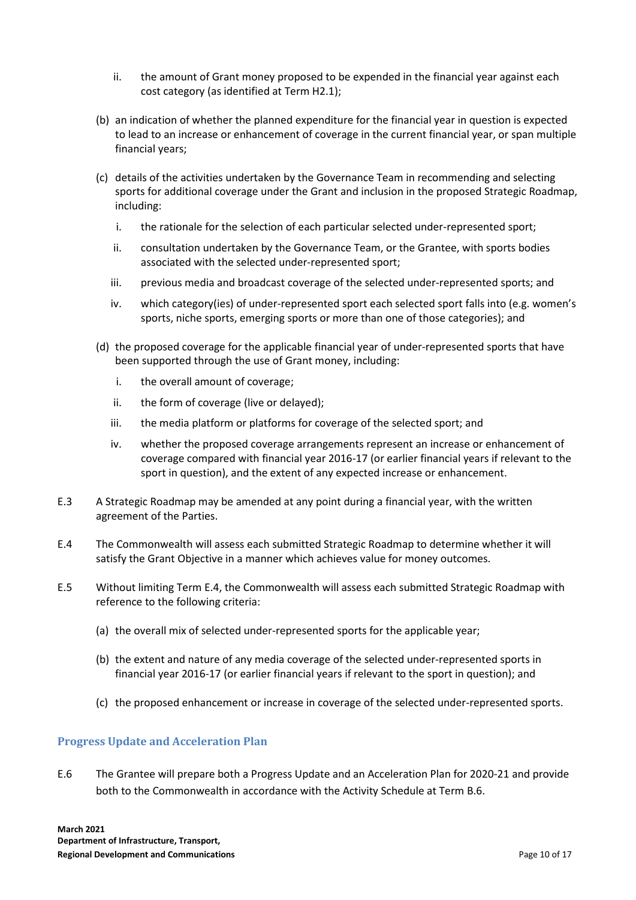ii. the amount of Grant money proposed to be expended in the financial year against each cost category (as identified at Term H2.1);

(b) an indication of whether the planned expenditure for the financial year in question is expected to lead to an increase or enhancement of coverage in the current financial year, or span multiple financial years;

(c) details of the activities undertaken by the Governance Team in recommending and selecting sports for additional coverage under the Grant and inclusion in the proposed Strategic Roadmap, including:

   i. the rationale for the selection of each particular selected under-represented sport;

   ii. consultation undertaken by the Governance Team, or the Grantee, with sports bodies associated with the selected under-represented sport;

   iii. previous media and broadcast coverage of the selected under-represented sports; and

   iv. which category(ies) of under-represented sport each selected sport falls into (e.g. women's sports, niche sports, emerging sports or more than one of those categories); and

(d) the proposed coverage for the applicable financial year of under-represented sports that have been supported through the use of Grant money, including:

   i. the overall amount of coverage;

   ii. the form of coverage (live or delayed);

   iii. the media platform or platforms for coverage of the selected sport; and

   iv. whether the proposed coverage arrangements represent an increase or enhancement of coverage compared with financial year 2016-17 (or earlier financial years if relevant to the sport in question), and the extent of any expected increase or enhancement.

E.3 A Strategic Roadmap may be amended at any point during a financial year, with the written agreement of the Parties.

E.4 The Commonwealth will assess each submitted Strategic Roadmap to determine whether it will satisfy the Grant Objective in a manner which achieves value for money outcomes.

E.5 Without limiting Term E.4, the Commonwealth will assess each submitted Strategic Roadmap with reference to the following criteria:

(a) the overall mix of selected under-represented sports for the applicable year;

(b) the extent and nature of any media coverage of the selected under-represented sports in financial year 2016-17 (or earlier financial years if relevant to the sport in question); and

(c) the proposed enhancement or increase in coverage of the selected under-represented sports.

### Progress Update and Acceleration Plan

E.6 The Grantee will prepare both a Progress Update and an Acceleration Plan for 2020-21 and provide both to the Commonwealth in accordance with the Activity Schedule at Term B.6.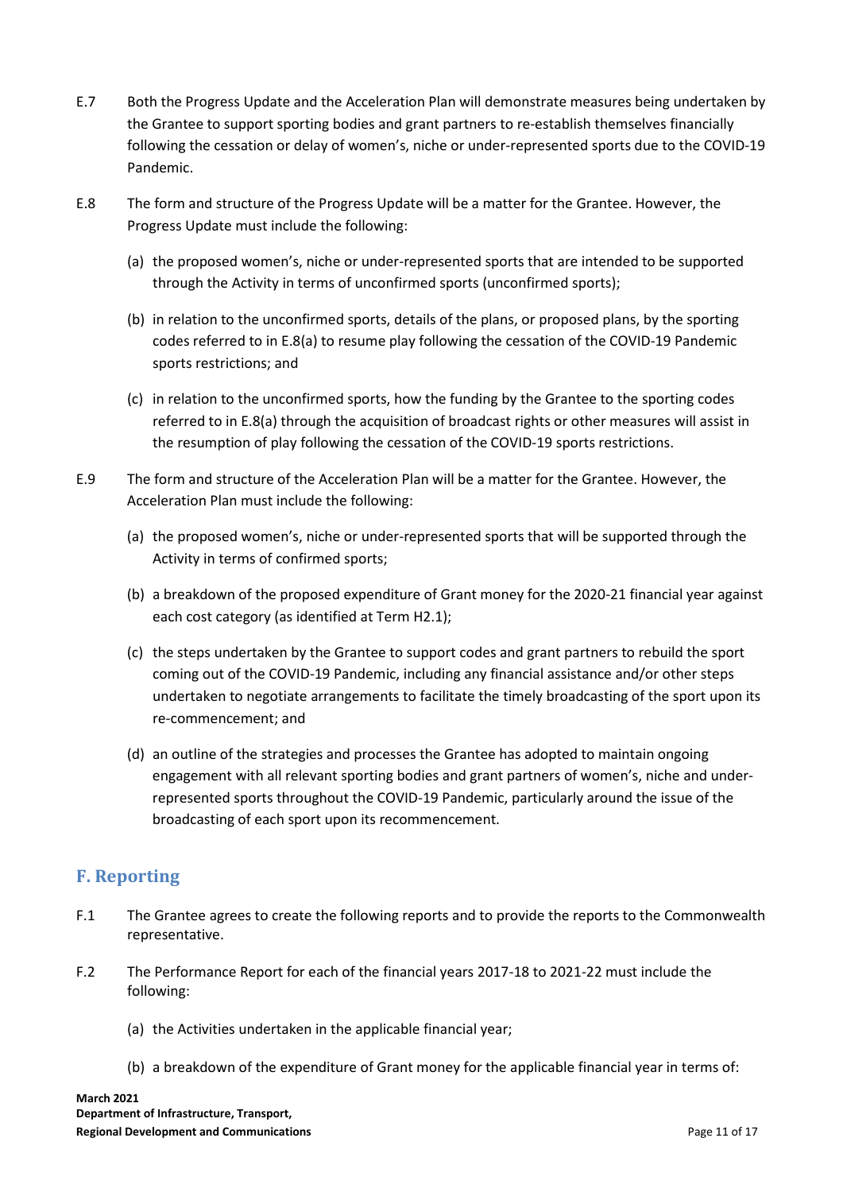E.7 Both the Progress Update and the Acceleration Plan will demonstrate measures being undertaken by the Grantee to support sporting bodies and grant partners to re-establish themselves financially following the cessation or delay of women's, niche or under-represented sports due to the COVID-19 Pandemic.

E.8 The form and structure of the Progress Update will be a matter for the Grantee. However, the Progress Update must include the following:

(a) the proposed women's, niche or under-represented sports that are intended to be supported through the Activity in terms of unconfirmed sports (unconfirmed sports);

(b) in relation to the unconfirmed sports, details of the plans, or proposed plans, by the sporting codes referred to in E.8(a) to resume play following the cessation of the COVID-19 Pandemic sports restrictions; and

(c) in relation to the unconfirmed sports, how the funding by the Grantee to the sporting codes referred to in E.8(a) through the acquisition of broadcast rights or other measures will assist in the resumption of play following the cessation of the COVID-19 sports restrictions.

E.9 The form and structure of the Acceleration Plan will be a matter for the Grantee. However, the Acceleration Plan must include the following:

(a) the proposed women's, niche or under-represented sports that will be supported through the Activity in terms of confirmed sports;

(b) a breakdown of the proposed expenditure of Grant money for the 2020-21 financial year against each cost category (as identified at Term H2.1);

(c) the steps undertaken by the Grantee to support codes and grant partners to rebuild the sport coming out of the COVID-19 Pandemic, including any financial assistance and/or other steps undertaken to negotiate arrangements to facilitate the timely broadcasting of the sport upon its re-commencement; and

(d) an outline of the strategies and processes the Grantee has adopted to maintain ongoing engagement with all relevant sporting bodies and grant partners of women's, niche and under-represented sports throughout the COVID-19 Pandemic, particularly around the issue of the broadcasting of each sport upon its recommencement.

## F. Reporting

F.1 The Grantee agrees to create the following reports and to provide the reports to the Commonwealth representative.

F.2 The Performance Report for each of the financial years 2017-18 to 2021-22 must include the following:

(a) the Activities undertaken in the applicable financial year;

(b) a breakdown of the expenditure of Grant money for the applicable financial year in terms of: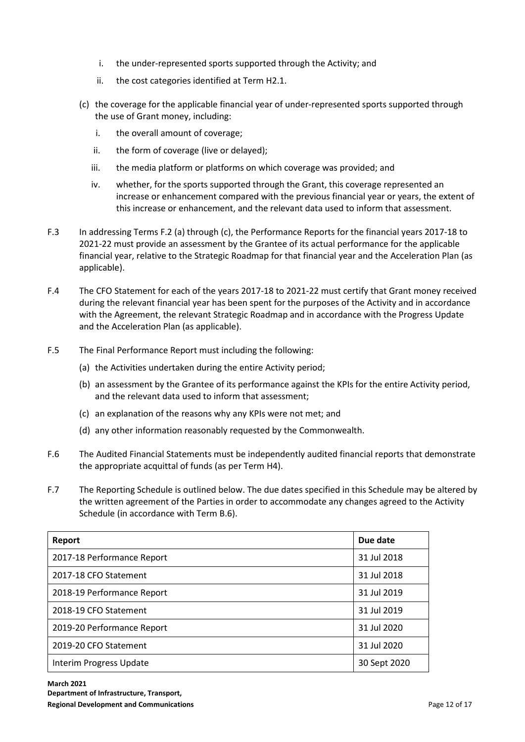i. the under-represented sports supported through the Activity; and

ii. the cost categories identified at Term H2.1.

(c) the coverage for the applicable financial year of under-represented sports supported through the use of Grant money, including:

i. the overall amount of coverage;

ii. the form of coverage (live or delayed);

iii. the media platform or platforms on which coverage was provided; and

iv. whether, for the sports supported through the Grant, this coverage represented an increase or enhancement compared with the previous financial year or years, the extent of this increase or enhancement, and the relevant data used to inform that assessment.

F.3 In addressing Terms F.2 (a) through (c), the Performance Reports for the financial years 2017-18 to 2021-22 must provide an assessment by the Grantee of its actual performance for the applicable financial year, relative to the Strategic Roadmap for that financial year and the Acceleration Plan (as applicable).

F.4 The CFO Statement for each of the years 2017-18 to 2021-22 must certify that Grant money received during the relevant financial year has been spent for the purposes of the Activity and in accordance with the Agreement, the relevant Strategic Roadmap and in accordance with the Progress Update and the Acceleration Plan (as applicable).

F.5 The Final Performance Report must including the following:

(a) the Activities undertaken during the entire Activity period;

(b) an assessment by the Grantee of its performance against the KPIs for the entire Activity period, and the relevant data used to inform that assessment;

(c) an explanation of the reasons why any KPIs were not met; and

(d) any other information reasonably requested by the Commonwealth.

F.6 The Audited Financial Statements must be independently audited financial reports that demonstrate the appropriate acquittal of funds (as per Term H4).

F.7 The Reporting Schedule is outlined below. The due dates specified in this Schedule may be altered by the written agreement of the Parties in order to accommodate any changes agreed to the Activity Schedule (in accordance with Term B.6).

| Report | Due date |
|---|---|
| 2017-18 Performance Report | 31 Jul 2018 |
| 2017-18 CFO Statement | 31 Jul 2018 |
| 2018-19 Performance Report | 31 Jul 2019 |
| 2018-19 CFO Statement | 31 Jul 2019 |
| 2019-20 Performance Report | 31 Jul 2020 |
| 2019-20 CFO Statement | 31 Jul 2020 |
| Interim Progress Update | 30 Sept 2020 |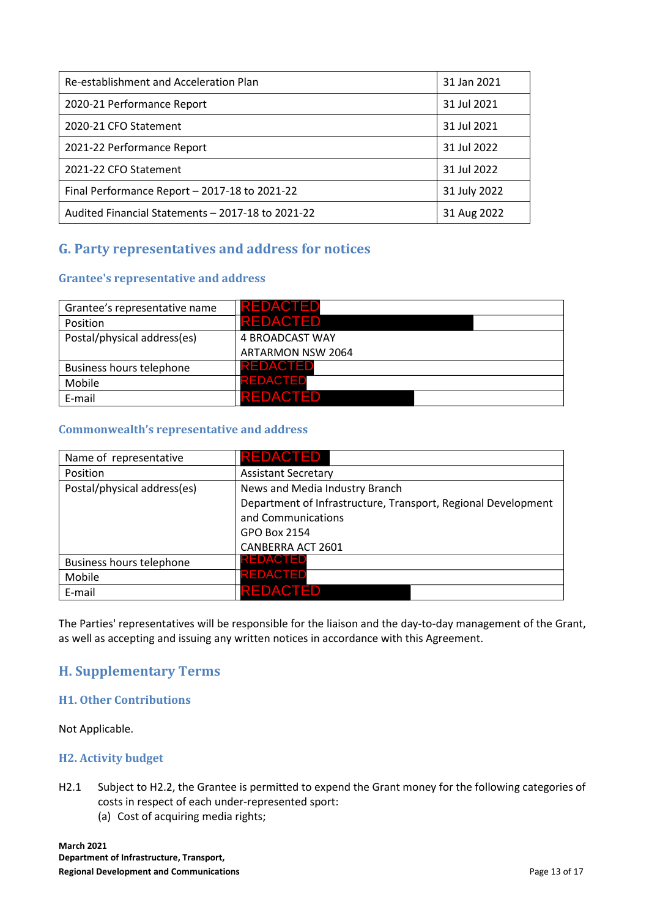| Re-establishment and Acceleration Plan | 31 Jan 2021 |
|---|---|
| 2020-21 Performance Report | 31 Jul 2021 |
| 2020-21 CFO Statement | 31 Jul 2021 |
| 2021-22 Performance Report | 31 Jul 2022 |
| 2021-22 CFO Statement | 31 Jul 2022 |
| Final Performance Report – 2017-18 to 2021-22 | 31 July 2022 |
| Audited Financial Statements – 2017-18 to 2021-22 | 31 Aug 2022 |

## G. Party representatives and address for notices

### Grantee's representative and address

| Grantee's representative name | REDACTED |
|---|---|
| Position | REDACTED |
| Postal/physical address(es) | 4 BROADCAST WAY<br>ARTARMON NSW 2064 |
| Business hours telephone | REDACTED |
| Mobile | REDACTED |
| E-mail | REDACTED |

### Commonwealth's representative and address

| Name of representative | REDACTED |
|---|---|
| Position | Assistant Secretary |
| Postal/physical address(es) | News and Media Industry Branch<br>Department of Infrastructure, Transport, Regional Development and Communications<br>GPO Box 2154<br>CANBERRA ACT 2601 |
| Business hours telephone | REDACTED |
| Mobile | REDACTED |
| E-mail | REDACTED |

The Parties' representatives will be responsible for the liaison and the day-to-day management of the Grant, as well as accepting and issuing any written notices in accordance with this Agreement.

## H. Supplementary Terms

### H1. Other Contributions

Not Applicable.

### H2. Activity budget

H2.1 Subject to H2.2, the Grantee is permitted to expend the Grant money for the following categories of costs in respect of each under-represented sport:

(a) Cost of acquiring media rights;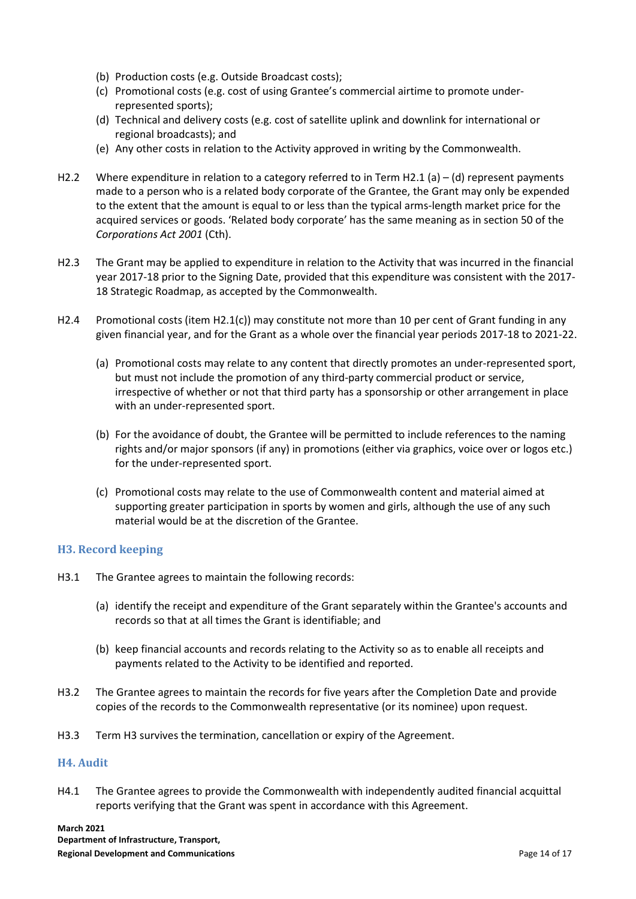(b) Production costs (e.g. Outside Broadcast costs);
(c) Promotional costs (e.g. cost of using Grantee's commercial airtime to promote under-represented sports);
(d) Technical and delivery costs (e.g. cost of satellite uplink and downlink for international or regional broadcasts); and
(e) Any other costs in relation to the Activity approved in writing by the Commonwealth.

H2.2 Where expenditure in relation to a category referred to in Term H2.1 (a) – (d) represent payments made to a person who is a related body corporate of the Grantee, the Grant may only be expended to the extent that the amount is equal to or less than the typical arms-length market price for the acquired services or goods. 'Related body corporate' has the same meaning as in section 50 of the *Corporations Act 2001* (Cth).

H2.3 The Grant may be applied to expenditure in relation to the Activity that was incurred in the financial year 2017-18 prior to the Signing Date, provided that this expenditure was consistent with the 2017-18 Strategic Roadmap, as accepted by the Commonwealth.

H2.4 Promotional costs (item H2.1(c)) may constitute not more than 10 per cent of Grant funding in any given financial year, and for the Grant as a whole over the financial year periods 2017-18 to 2021-22.

(a) Promotional costs may relate to any content that directly promotes an under-represented sport, but must not include the promotion of any third-party commercial product or service, irrespective of whether or not that third party has a sponsorship or other arrangement in place with an under-represented sport.

(b) For the avoidance of doubt, the Grantee will be permitted to include references to the naming rights and/or major sponsors (if any) in promotions (either via graphics, voice over or logos etc.) for the under-represented sport.

(c) Promotional costs may relate to the use of Commonwealth content and material aimed at supporting greater participation in sports by women and girls, although the use of any such material would be at the discretion of the Grantee.

### H3. Record keeping

H3.1 The Grantee agrees to maintain the following records:

(a) identify the receipt and expenditure of the Grant separately within the Grantee's accounts and records so that at all times the Grant is identifiable; and

(b) keep financial accounts and records relating to the Activity so as to enable all receipts and payments related to the Activity to be identified and reported.

H3.2 The Grantee agrees to maintain the records for five years after the Completion Date and provide copies of the records to the Commonwealth representative (or its nominee) upon request.

H3.3 Term H3 survives the termination, cancellation or expiry of the Agreement.

### H4. Audit

H4.1 The Grantee agrees to provide the Commonwealth with independently audited financial acquittal reports verifying that the Grant was spent in accordance with this Agreement.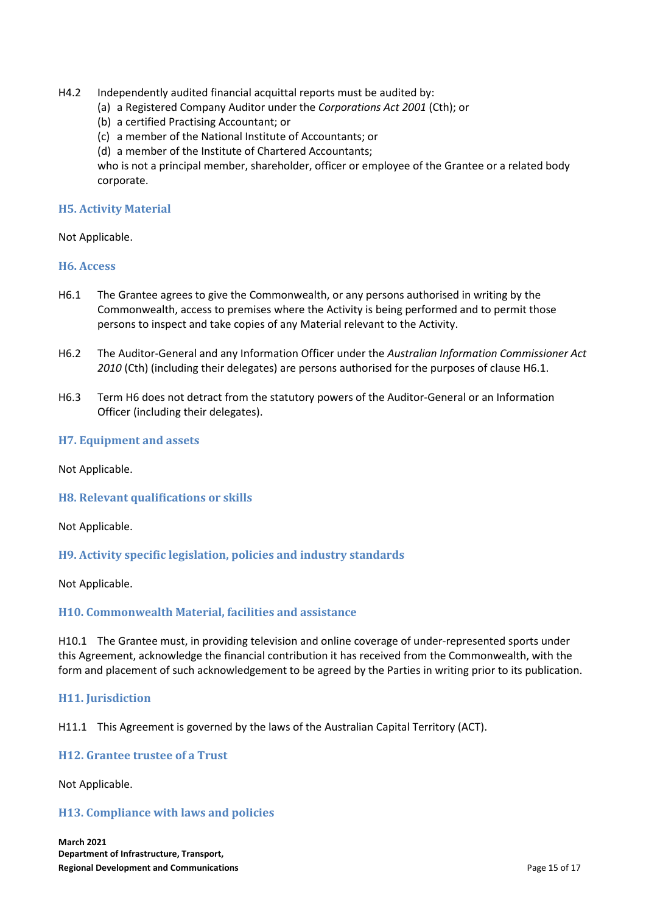H4.2 Independently audited financial acquittal reports must be audited by:

(a) a Registered Company Auditor under the *Corporations Act 2001* (Cth); or
(b) a certified Practising Accountant; or
(c) a member of the National Institute of Accountants; or
(d) a member of the Institute of Chartered Accountants;

who is not a principal member, shareholder, officer or employee of the Grantee or a related body corporate.

## H5. Activity Material

Not Applicable.

## H6. Access

H6.1 The Grantee agrees to give the Commonwealth, or any persons authorised in writing by the Commonwealth, access to premises where the Activity is being performed and to permit those persons to inspect and take copies of any Material relevant to the Activity.

H6.2 The Auditor-General and any Information Officer under the *Australian Information Commissioner Act 2010* (Cth) (including their delegates) are persons authorised for the purposes of clause H6.1.

H6.3 Term H6 does not detract from the statutory powers of the Auditor-General or an Information Officer (including their delegates).

## H7. Equipment and assets

Not Applicable.

## H8. Relevant qualifications or skills

Not Applicable.

## H9. Activity specific legislation, policies and industry standards

Not Applicable.

## H10. Commonwealth Material, facilities and assistance

H10.1 The Grantee must, in providing television and online coverage of under-represented sports under this Agreement, acknowledge the financial contribution it has received from the Commonwealth, with the form and placement of such acknowledgement to be agreed by the Parties in writing prior to its publication.

## H11. Jurisdiction

H11.1 This Agreement is governed by the laws of the Australian Capital Territory (ACT).

## H12. Grantee trustee of a Trust

Not Applicable.

## H13. Compliance with laws and policies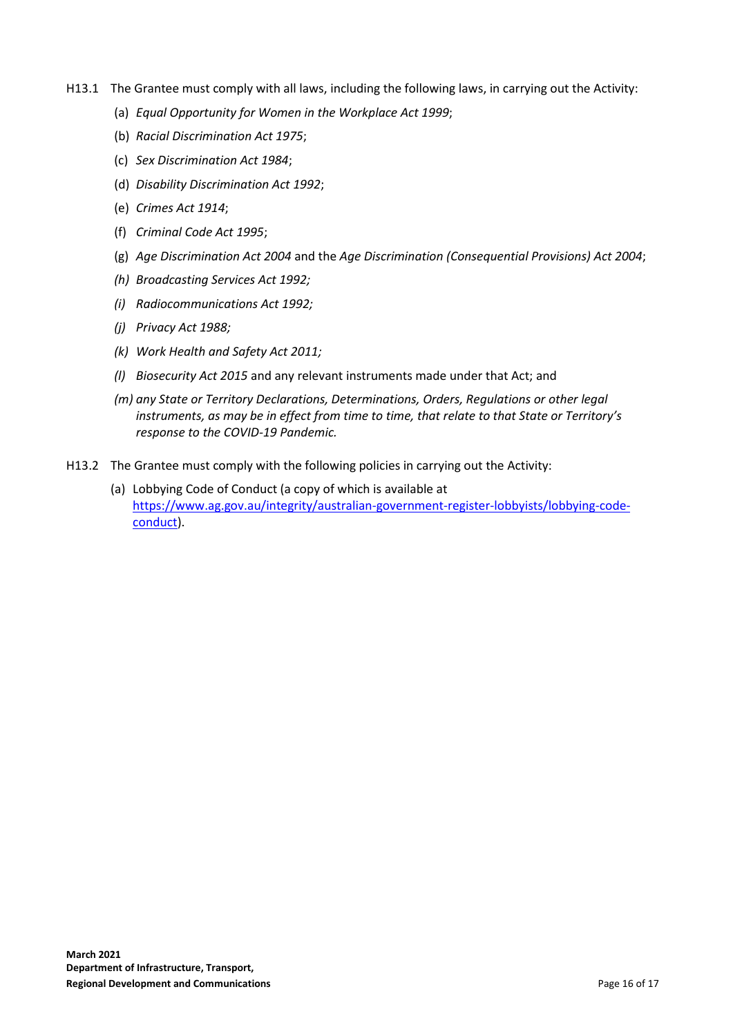H13.1 The Grantee must comply with all laws, including the following laws, in carrying out the Activity:

(a) *Equal Opportunity for Women in the Workplace Act 1999*;

(b) *Racial Discrimination Act 1975*;

(c) *Sex Discrimination Act 1984*;

(d) *Disability Discrimination Act 1992*;

(e) *Crimes Act 1914*;

(f) *Criminal Code Act 1995*;

(g) *Age Discrimination Act 2004* and the *Age Discrimination (Consequential Provisions) Act 2004*;

*(h) Broadcasting Services Act 1992;*

*(i) Radiocommunications Act 1992;*

*(j) Privacy Act 1988;*

*(k) Work Health and Safety Act 2011;*

*(l) Biosecurity Act 2015* and any relevant instruments made under that Act; and

*(m) any State or Territory Declarations, Determinations, Orders, Regulations or other legal instruments, as may be in effect from time to time, that relate to that State or Territory's response to the COVID-19 Pandemic.*

H13.2 The Grantee must comply with the following policies in carrying out the Activity:

(a) Lobbying Code of Conduct (a copy of which is available at [https://www.ag.gov.au/integrity/australian-government-register-lobbyists/lobbying-code-conduct](https://www.ag.gov.au/integrity/australian-government-register-lobbyists/lobbying-code-conduct)).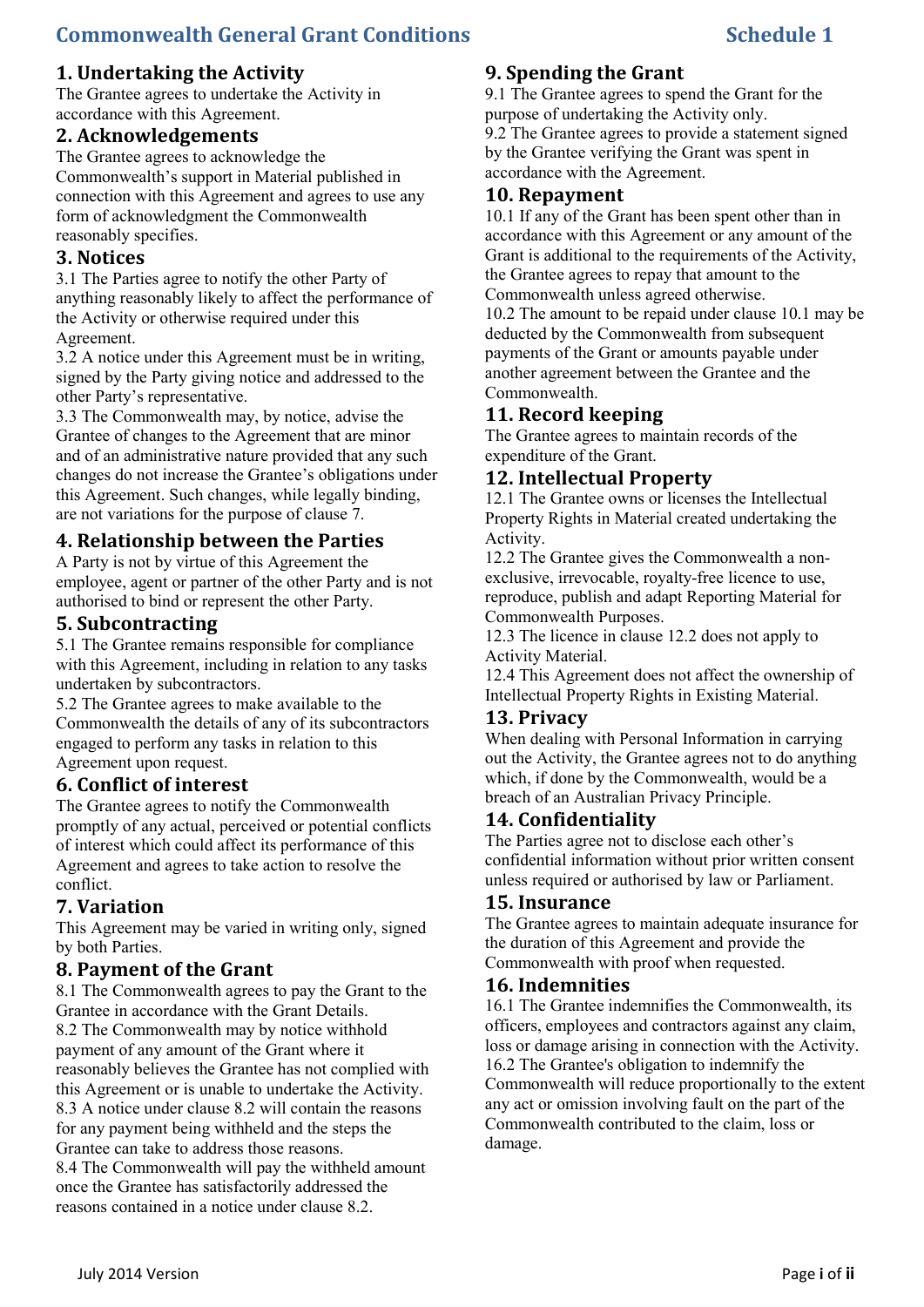# Commonwealth General Grant Conditions

## Schedule 1

### 1. Undertaking the Activity

The Grantee agrees to undertake the Activity in accordance with this Agreement.

### 2. Acknowledgements

The Grantee agrees to acknowledge the Commonwealth's support in Material published in connection with this Agreement and agrees to use any form of acknowledgment the Commonwealth reasonably specifies.

### 3. Notices

3.1 The Parties agree to notify the other Party of anything reasonably likely to affect the performance of the Activity or otherwise required under this Agreement.

3.2 A notice under this Agreement must be in writing, signed by the Party giving notice and addressed to the other Party's representative.

3.3 The Commonwealth may, by notice, advise the Grantee of changes to the Agreement that are minor and of an administrative nature provided that any such changes do not increase the Grantee's obligations under this Agreement. Such changes, while legally binding, are not variations for the purpose of clause 7.

### 4. Relationship between the Parties

A Party is not by virtue of this Agreement the employee, agent or partner of the other Party and is not authorised to bind or represent the other Party.

### 5. Subcontracting

5.1 The Grantee remains responsible for compliance with this Agreement, including in relation to any tasks undertaken by subcontractors.

5.2 The Grantee agrees to make available to the Commonwealth the details of any of its subcontractors engaged to perform any tasks in relation to this Agreement upon request.

### 6. Conflict of interest

The Grantee agrees to notify the Commonwealth promptly of any actual, perceived or potential conflicts of interest which could affect its performance of this Agreement and agrees to take action to resolve the conflict.

### 7. Variation

This Agreement may be varied in writing only, signed by both Parties.

### 8. Payment of the Grant

8.1 The Commonwealth agrees to pay the Grant to the Grantee in accordance with the Grant Details.

8.2 The Commonwealth may by notice withhold payment of any amount of the Grant where it reasonably believes the Grantee has not complied with this Agreement or is unable to undertake the Activity.

8.3 A notice under clause 8.2 will contain the reasons for any payment being withheld and the steps the Grantee can take to address those reasons.

8.4 The Commonwealth will pay the withheld amount once the Grantee has satisfactorily addressed the reasons contained in a notice under clause 8.2.

### 9. Spending the Grant

9.1 The Grantee agrees to spend the Grant for the purpose of undertaking the Activity only.

9.2 The Grantee agrees to provide a statement signed by the Grantee verifying the Grant was spent in accordance with the Agreement.

### 10. Repayment

10.1 If any of the Grant has been spent other than in accordance with this Agreement or any amount of the Grant is additional to the requirements of the Activity, the Grantee agrees to repay that amount to the Commonwealth unless agreed otherwise.

10.2 The amount to be repaid under clause 10.1 may be deducted by the Commonwealth from subsequent payments of the Grant or amounts payable under another agreement between the Grantee and the Commonwealth.

### 11. Record keeping

The Grantee agrees to maintain records of the expenditure of the Grant.

### 12. Intellectual Property

12.1 The Grantee owns or licenses the Intellectual Property Rights in Material created undertaking the Activity.

12.2 The Grantee gives the Commonwealth a non-exclusive, irrevocable, royalty-free licence to use, reproduce, publish and adapt Reporting Material for Commonwealth Purposes.

12.3 The licence in clause 12.2 does not apply to Activity Material.

12.4 This Agreement does not affect the ownership of Intellectual Property Rights in Existing Material.

### 13. Privacy

When dealing with Personal Information in carrying out the Activity, the Grantee agrees not to do anything which, if done by the Commonwealth, would be a breach of an Australian Privacy Principle.

### 14. Confidentiality

The Parties agree not to disclose each other's confidential information without prior written consent unless required or authorised by law or Parliament.

### 15. Insurance

The Grantee agrees to maintain adequate insurance for the duration of this Agreement and provide the Commonwealth with proof when requested.

### 16. Indemnities

16.1 The Grantee indemnifies the Commonwealth, its officers, employees and contractors against any claim, loss or damage arising in connection with the Activity.

16.2 The Grantee's obligation to indemnify the Commonwealth will reduce proportionally to the extent any act or omission involving fault on the part of the Commonwealth contributed to the claim, loss or damage.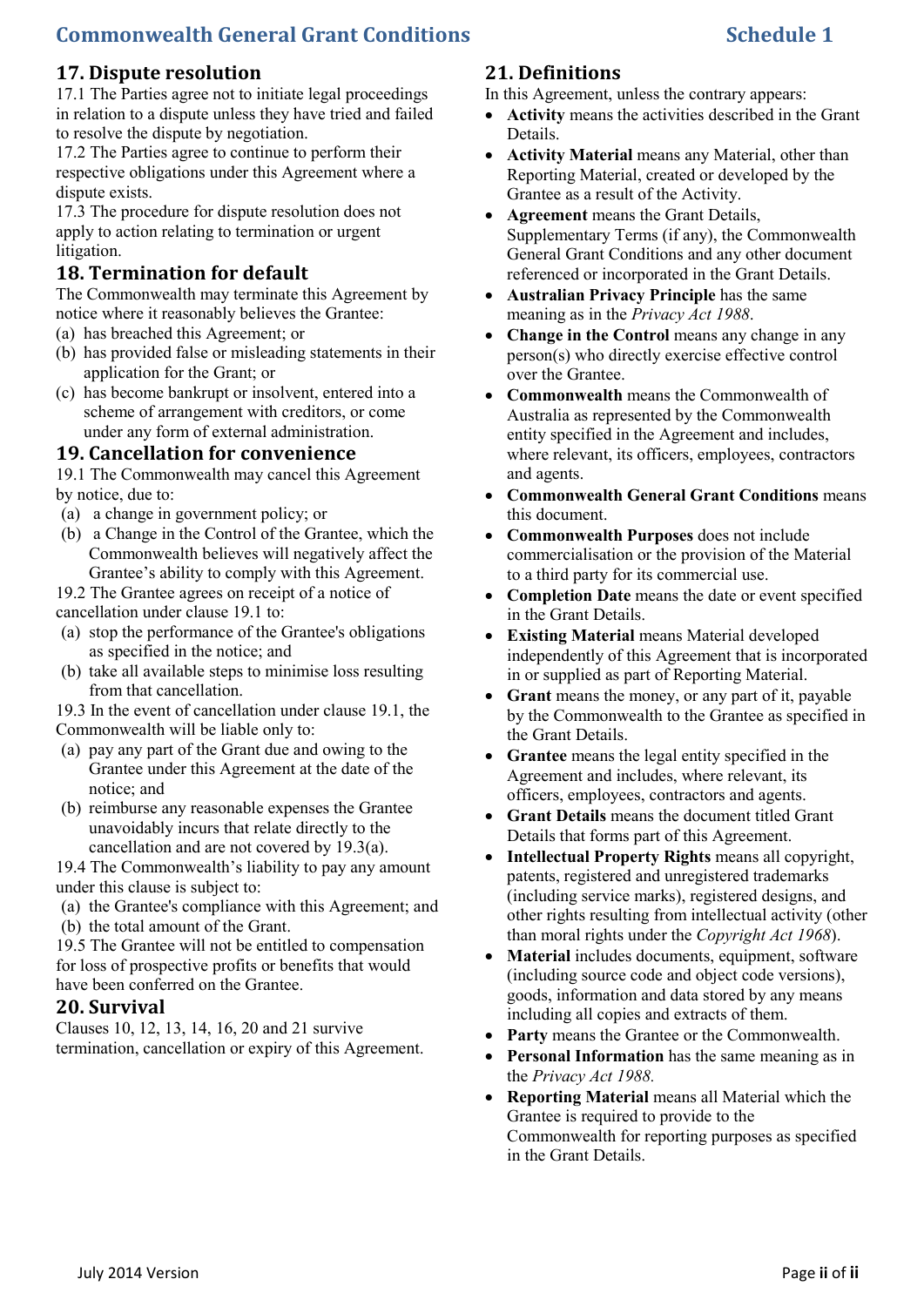## 17. Dispute resolution

17.1 The Parties agree not to initiate legal proceedings in relation to a dispute unless they have tried and failed to resolve the dispute by negotiation.

17.2 The Parties agree to continue to perform their respective obligations under this Agreement where a dispute exists.

17.3 The procedure for dispute resolution does not apply to action relating to termination or urgent litigation.

## 18. Termination for default

The Commonwealth may terminate this Agreement by notice where it reasonably believes the Grantee:

(a) has breached this Agreement; or

(b) has provided false or misleading statements in their application for the Grant; or

(c) has become bankrupt or insolvent, entered into a scheme of arrangement with creditors, or come under any form of external administration.

## 19. Cancellation for convenience

19.1 The Commonwealth may cancel this Agreement by notice, due to:

(a) a change in government policy; or

(b) a Change in the Control of the Grantee, which the Commonwealth believes will negatively affect the Grantee's ability to comply with this Agreement.

19.2 The Grantee agrees on receipt of a notice of cancellation under clause 19.1 to:

(a) stop the performance of the Grantee's obligations as specified in the notice; and

(b) take all available steps to minimise loss resulting from that cancellation.

19.3 In the event of cancellation under clause 19.1, the Commonwealth will be liable only to:

(a) pay any part of the Grant due and owing to the Grantee under this Agreement at the date of the notice; and

(b) reimburse any reasonable expenses the Grantee unavoidably incurs that relate directly to the cancellation and are not covered by 19.3(a).

19.4 The Commonwealth's liability to pay any amount under this clause is subject to:

(a) the Grantee's compliance with this Agreement; and

(b) the total amount of the Grant.

19.5 The Grantee will not be entitled to compensation for loss of prospective profits or benefits that would have been conferred on the Grantee.

## 20. Survival

Clauses 10, 12, 13, 14, 16, 20 and 21 survive termination, cancellation or expiry of this Agreement.

## 21. Definitions

In this Agreement, unless the contrary appears:

- **Activity** means the activities described in the Grant Details.
- **Activity Material** means any Material, other than Reporting Material, created or developed by the Grantee as a result of the Activity.
- **Agreement** means the Grant Details, Supplementary Terms (if any), the Commonwealth General Grant Conditions and any other document referenced or incorporated in the Grant Details.
- **Australian Privacy Principle** has the same meaning as in the *Privacy Act 1988*.
- **Change in the Control** means any change in any person(s) who directly exercise effective control over the Grantee.
- **Commonwealth** means the Commonwealth of Australia as represented by the Commonwealth entity specified in the Agreement and includes, where relevant, its officers, employees, contractors and agents.
- **Commonwealth General Grant Conditions** means this document.
- **Commonwealth Purposes** does not include commercialisation or the provision of the Material to a third party for its commercial use.
- **Completion Date** means the date or event specified in the Grant Details.
- **Existing Material** means Material developed independently of this Agreement that is incorporated in or supplied as part of Reporting Material.
- **Grant** means the money, or any part of it, payable by the Commonwealth to the Grantee as specified in the Grant Details.
- **Grantee** means the legal entity specified in the Agreement and includes, where relevant, its officers, employees, contractors and agents.
- **Grant Details** means the document titled Grant Details that forms part of this Agreement.
- **Intellectual Property Rights** means all copyright, patents, registered and unregistered trademarks (including service marks), registered designs, and other rights resulting from intellectual activity (other than moral rights under the *Copyright Act 1968*).
- **Material** includes documents, equipment, software (including source code and object code versions), goods, information and data stored by any means including all copies and extracts of them.
- **Party** means the Grantee or the Commonwealth.
- **Personal Information** has the same meaning as in the *Privacy Act 1988.*
- **Reporting Material** means all Material which the Grantee is required to provide to the Commonwealth for reporting purposes as specified in the Grant Details.